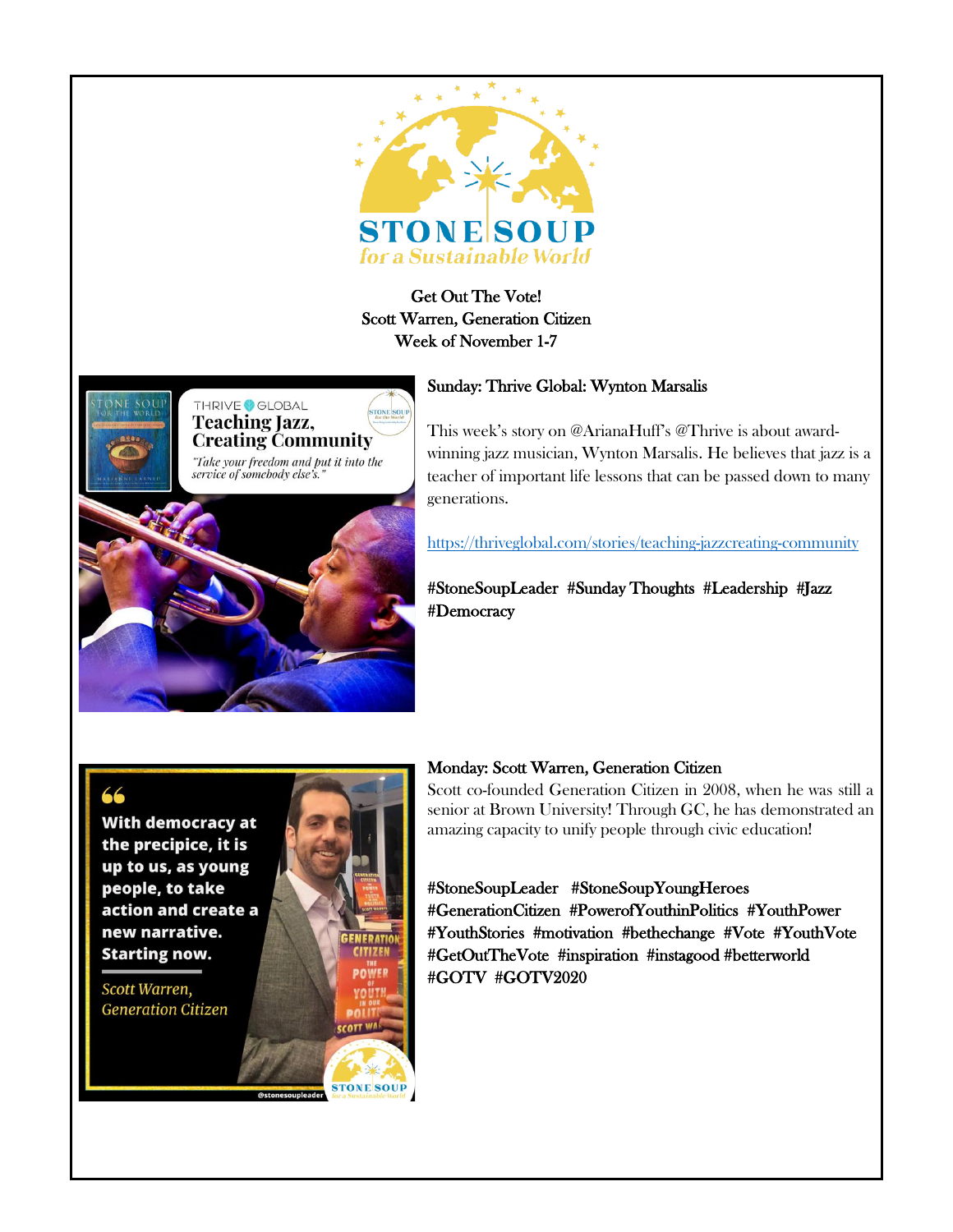Get Out The Vote!
Scott Warren, Generation Citizen
Week of November 1-7

Sunday: Thrive Global: Wynton Marsalis

This week's story on @ArianaHuff's @Thrive is about award-winning jazz musician, Wynton Marsalis. He believes that jazz is a teacher of important life lessons that can be passed down to many generations.

https://thriveglobal.com/stories/teaching-jazzcreating-community

#StoneSoupLeader #Sunday Thoughts #Leadership #Jazz #Democracy

Monday: Scott Warren, Generation Citizen
Scott co-founded Generation Citizen in 2008, when he was still a senior at Brown University! Through GC, he has demonstrated an amazing capacity to unify people through civic education!

#StoneSoupLeader #StoneSoupYoungHeroes #GenerationCitizen #PowerofYouthinPolitics #YouthPower #YouthStories #motivation #bethechange #Vote #YouthVote #GetOutTheVote #inspiration #instagood #betterworld #GOTV #GOTV2020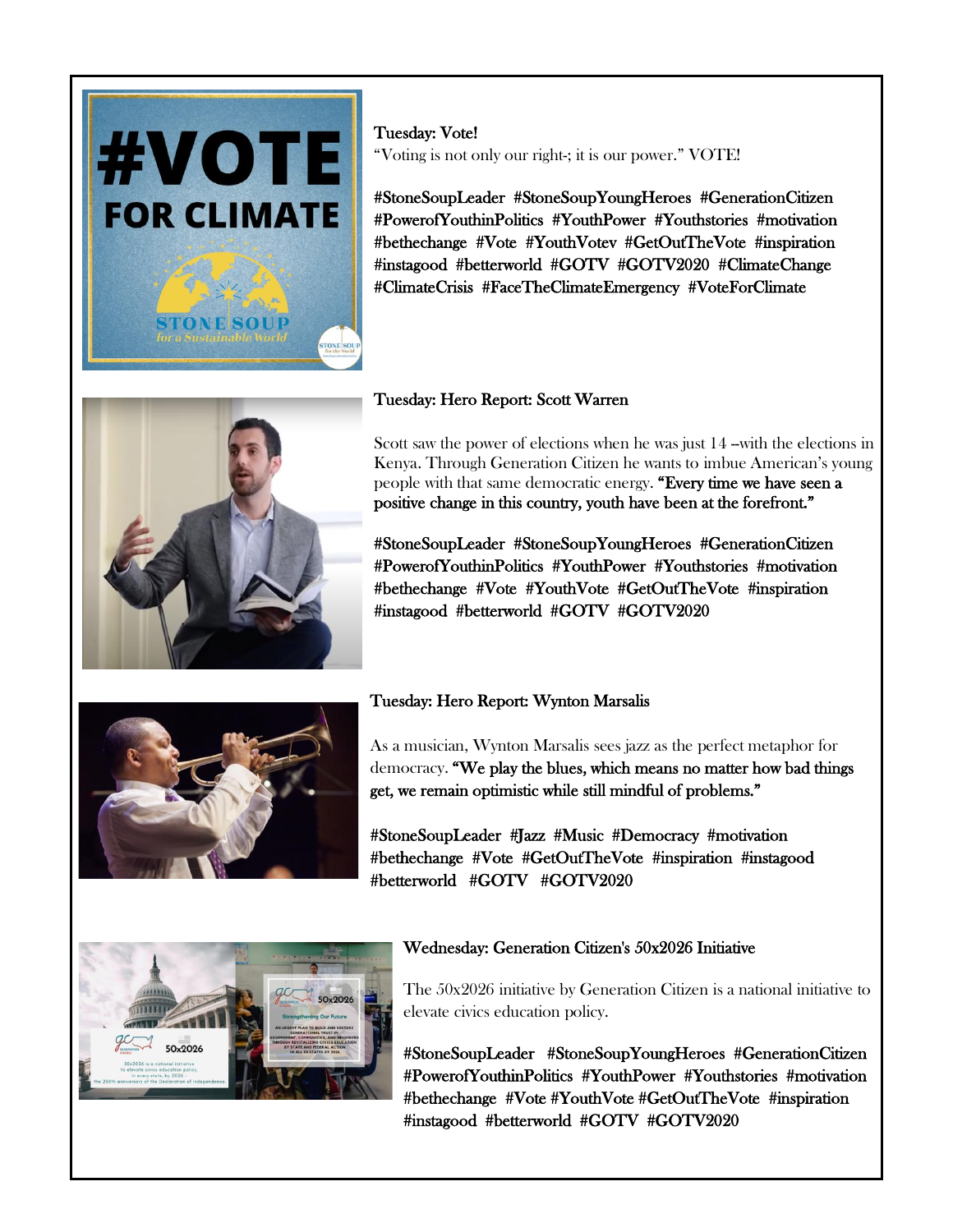**Tuesday: Vote!**

"Voting is not only our right-; it is our power." VOTE!

#StoneSoupLeader #StoneSoupYoungHeroes #GenerationCitizen #PowerofYouthinPolitics #YouthPower #Youthstories #motivation #bethechange #Vote #YouthVotev #GetOutTheVote #inspiration #instagood #betterworld #GOTV #GOTV2020 #ClimateChange #ClimateCrisis #FaceTheClimateEmergency #VoteForClimate

**Tuesday: Hero Report: Scott Warren**

Scott saw the power of elections when he was just 14 –with the elections in Kenya. Through Generation Citizen he wants to imbue American's young people with that same democratic energy. **"Every time we have seen a positive change in this country, youth have been at the forefront."**

#StoneSoupLeader #StoneSoupYoungHeroes #GenerationCitizen #PowerofYouthinPolitics #YouthPower #Youthstories #motivation #bethechange #Vote #YouthVote #GetOutTheVote #inspiration #instagood #betterworld #GOTV #GOTV2020

**Tuesday: Hero Report: Wynton Marsalis**

As a musician, Wynton Marsalis sees jazz as the perfect metaphor for democracy. **"We play the blues, which means no matter how bad things get, we remain optimistic while still mindful of problems."**

#StoneSoupLeader #Jazz #Music #Democracy #motivation #bethechange #Vote #GetOutTheVote #inspiration #instagood #betterworld #GOTV #GOTV2020

**Wednesday: Generation Citizen's 50x2026 Initiative**

The 50x2026 initiative by Generation Citizen is a national initiative to elevate civics education policy.

#StoneSoupLeader #StoneSoupYoungHeroes #GenerationCitizen #PowerofYouthinPolitics #YouthPower #Youthstories #motivation #bethechange #Vote #YouthVote #GetOutTheVote #inspiration #instagood #betterworld #GOTV #GOTV2020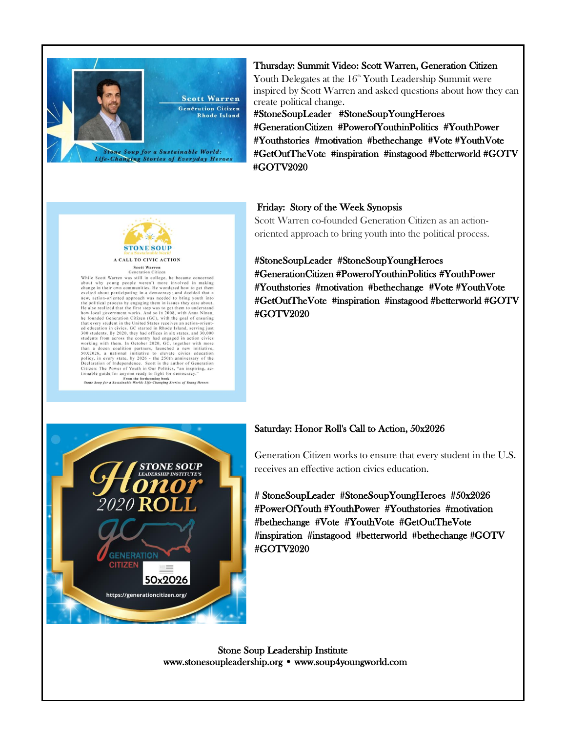Thursday: Summit Video: Scott Warren, Generation Citizen

Youth Delegates at the 16th Youth Leadership Summit were inspired by Scott Warren and asked questions about how they can create political change.

#StoneSoupLeader #StoneSoupYoungHeroes #GenerationCitizen #PowerofYouthinPolitics #YouthPower #Youthstories #motivation #bethechange #Vote #YouthVote #GetOutTheVote #inspiration #instagood #betterworld #GOTV #GOTV2020

Scott Warren
Generation Citizen
Rhode Island

Stone Soup for a Sustainable World: Life-Changing Stories of Everyday Heroes

Friday: Story of the Week Synopsis

Scott Warren co-founded Generation Citizen as an action-oriented approach to bring youth into the political process.

#StoneSoupLeader #StoneSoupYoungHeroes #GenerationCitizen #PowerofYouthinPolitics #YouthPower #Youthstories #motivation #bethechange #Vote #YouthVote #GetOutTheVote #inspiration #instagood #betterworld #GOTV #GOTV2020

STONE SOUP
for a Sustainable World

A CALL TO CIVIC ACTION

Scott Warren
Generation Citizen

While Scott Warren was still in college, he became concerned about why young people weren't more involved in making change in their own communities. He wondered how to get them excited about participating in a democracy; and decided that a new, action-oriented approach was needed to bring youth into the political process by engaging them in issues they care about. He also realized that the first step was to get them to understand how local government works. And so in 2008, with Anna Ninan, he founded Generation Citizen (GC), with the goal of ensuring that every student in the United States receives an action-oriented education in civics. GC started in Rhode Island, serving just 300 students. By 2020, they had offices in six states, and 30,000 students from across the country had engaged in action civics working with them. In October 2020, GC, together with more than a dozen coalition partners, launched a new initiative, 50X2026, a national initiative to elevate civics education policy, in every state, by 2026 - the 250th anniversary of the Declaration of Independence. Scott is the author of Generation Citizen: The Power of Youth in Our Politics, "an inspiring, actionable guide for anyone ready to fight for democracy."

From the forthcoming book
*Stone Soup for a Sustainable World: Life-Changing Stories of Young Heroes*

Saturday: Honor Roll's Call to Action, 50x2026

Generation Citizen works to ensure that every student in the U.S. receives an effective action civics education.

# StoneSoupLeader #StoneSoupYoungHeroes #50x2026 #PowerOfYouth #YouthPower #Youthstories #motivation #bethechange #Vote #YouthVote #GetOutTheVote #inspiration #instagood #betterworld #bethechange #GOTV #GOTV2020

STONE SOUP LEADERSHIP INSTITUTE'S
Honor 2020 ROLL

GENERATION CITIZEN
50x2026
https://generationcitizen.org/

Stone Soup Leadership Institute
www.stonesoupleadership.org • www.soup4youngworld.com